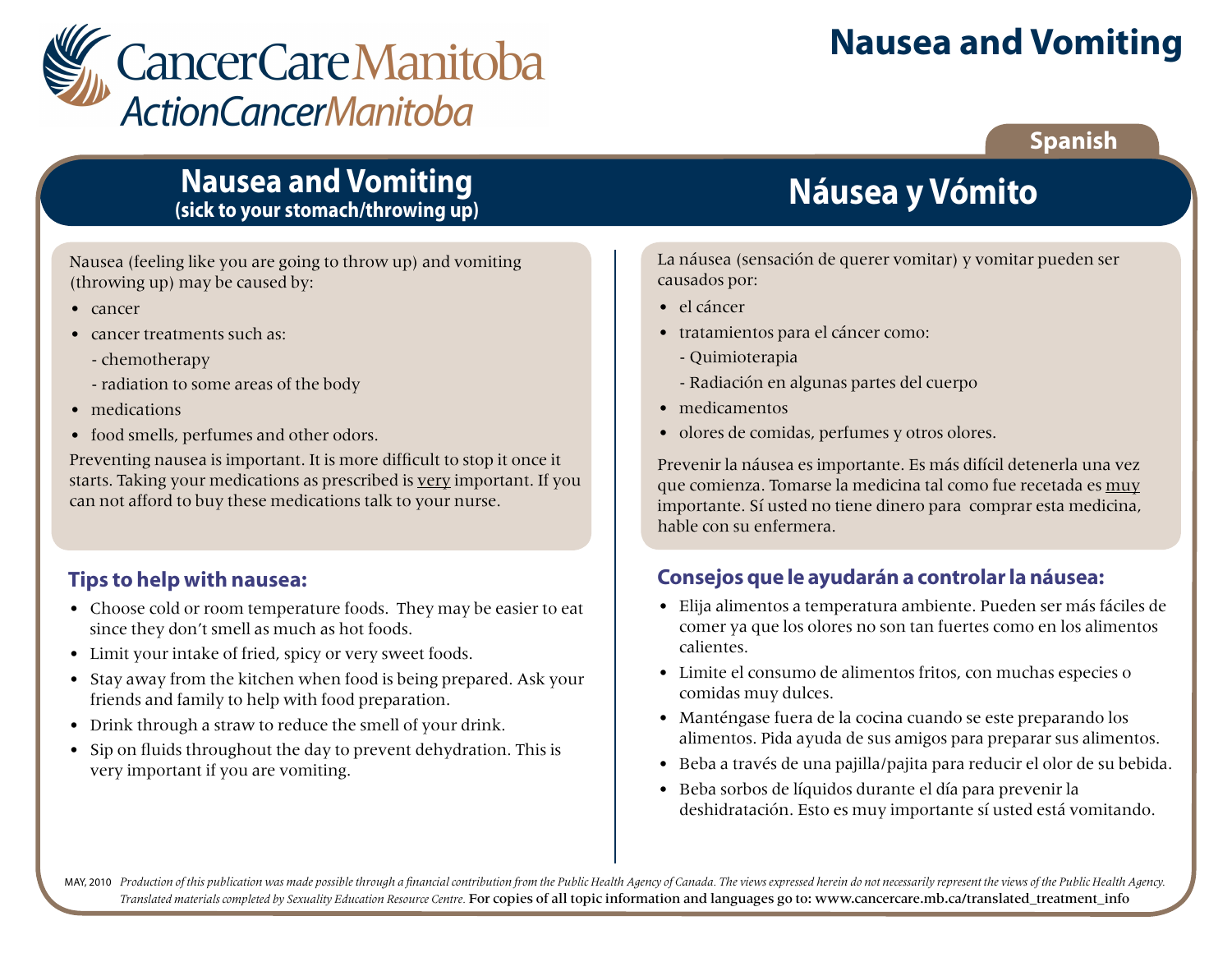CancerCare Manitoba
ActionCancer Manitoba

# Nausea and Vomiting

Spanish

## Nausea and Vomiting
**(sick to your stomach/throwing up)**

Nausea (feeling like you are going to throw up) and vomiting (throwing up) may be caused by:

- cancer
- cancer treatments such as:
  - chemotherapy
  - radiation to some areas of the body
- medications
- food smells, perfumes and other odors.

Preventing nausea is important. It is more difficult to stop it once it starts. Taking your medications as prescribed is <u>very</u> important. If you can not afford to buy these medications talk to your nurse.

### Tips to help with nausea:

- Choose cold or room temperature foods. They may be easier to eat since they don't smell as much as hot foods.
- Limit your intake of fried, spicy or very sweet foods.
- Stay away from the kitchen when food is being prepared. Ask your friends and family to help with food preparation.
- Drink through a straw to reduce the smell of your drink.
- Sip on fluids throughout the day to prevent dehydration. This is very important if you are vomiting.

## Náusea y Vómito

La náusea (sensación de querer vomitar) y vomitar pueden ser causados por:

- el cáncer
- tratamientos para el cáncer como:
  - Quimioterapia
  - Radiación en algunas partes del cuerpo
- medicamentos
- olores de comidas, perfumes y otros olores.

Prevenir la náusea es importante. Es más difícil detenerla una vez que comienza. Tomarse la medicina tal como fue recetada es <u>muy</u> importante. Sí usted no tiene dinero para comprar esta medicina, hable con su enfermera.

### Consejos que le ayudarán a controlar la náusea:

- Elija alimentos a temperatura ambiente. Pueden ser más fáciles de comer ya que los olores no son tan fuertes como en los alimentos calientes.
- Limite el consumo de alimentos fritos, con muchas especies o comidas muy dulces.
- Manténgase fuera de la cocina cuando se este preparando los alimentos. Pida ayuda de sus amigos para preparar sus alimentos.
- Beba a través de una pajilla/pajita para reducir el olor de su bebida.
- Beba sorbos de líquidos durante el día para prevenir la deshidratación. Esto es muy importante sí usted está vomitando.

MAY, 2010 *Production of this publication was made possible through a financial contribution from the Public Health Agency of Canada. The views expressed herein do not necessarily represent the views of the Public Health Agency. Translated materials completed by Sexuality Education Resource Centre.* For copies of all topic information and languages go to: www.cancercare.mb.ca/translated_treatment_info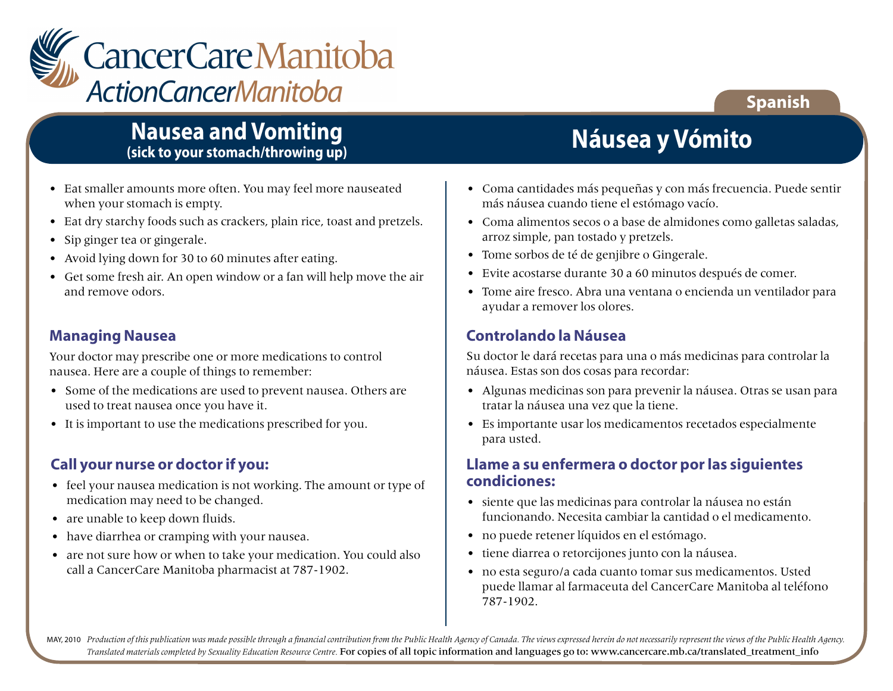CancerCare Manitoba
ActionCancerManitoba

Spanish

# Nausea and Vomiting
**(sick to your stomach/throwing up)**

- Eat smaller amounts more often. You may feel more nauseated when your stomach is empty.
- Eat dry starchy foods such as crackers, plain rice, toast and pretzels.
- Sip ginger tea or gingerale.
- Avoid lying down for 30 to 60 minutes after eating.
- Get some fresh air. An open window or a fan will help move the air and remove odors.

## Managing Nausea

Your doctor may prescribe one or more medications to control nausea. Here are a couple of things to remember:

- Some of the medications are used to prevent nausea. Others are used to treat nausea once you have it.
- It is important to use the medications prescribed for you.

## Call your nurse or doctor if you:

- feel your nausea medication is not working. The amount or type of medication may need to be changed.
- are unable to keep down fluids.
- have diarrhea or cramping with your nausea.
- are not sure how or when to take your medication. You could also call a CancerCare Manitoba pharmacist at 787-1902.

# Náusea y Vómito

- Coma cantidades más pequeñas y con más frecuencia. Puede sentir más náusea cuando tiene el estómago vacío.
- Coma alimentos secos o a base de almidones como galletas saladas, arroz simple, pan tostado y pretzels.
- Tome sorbos de té de genjibre o Gingerale.
- Evite acostarse durante 30 a 60 minutos después de comer.
- Tome aire fresco. Abra una ventana o encienda un ventilador para ayudar a remover los olores.

## Controlando la Náusea

Su doctor le dará recetas para una o más medicinas para controlar la náusea. Estas son dos cosas para recordar:

- Algunas medicinas son para prevenir la náusea. Otras se usan para tratar la náusea una vez que la tiene.
- Es importante usar los medicamentos recetados especialmente para usted.

## Llame a su enfermera o doctor por las siguientes condiciones:

- siente que las medicinas para controlar la náusea no están funcionando. Necesita cambiar la cantidad o el medicamento.
- no puede retener líquidos en el estómago.
- tiene diarrea o retorcijones junto con la náusea.
- no esta seguro/a cada cuanto tomar sus medicamentos. Usted puede llamar al farmaceuta del CancerCare Manitoba al teléfono 787-1902.

MAY, 2010 *Production of this publication was made possible through a financial contribution from the Public Health Agency of Canada. The views expressed herein do not necessarily represent the views of the Public Health Agency. Translated materials completed by Sexuality Education Resource Centre.* For copies of all topic information and languages go to: www.cancercare.mb.ca/translated_treatment_info